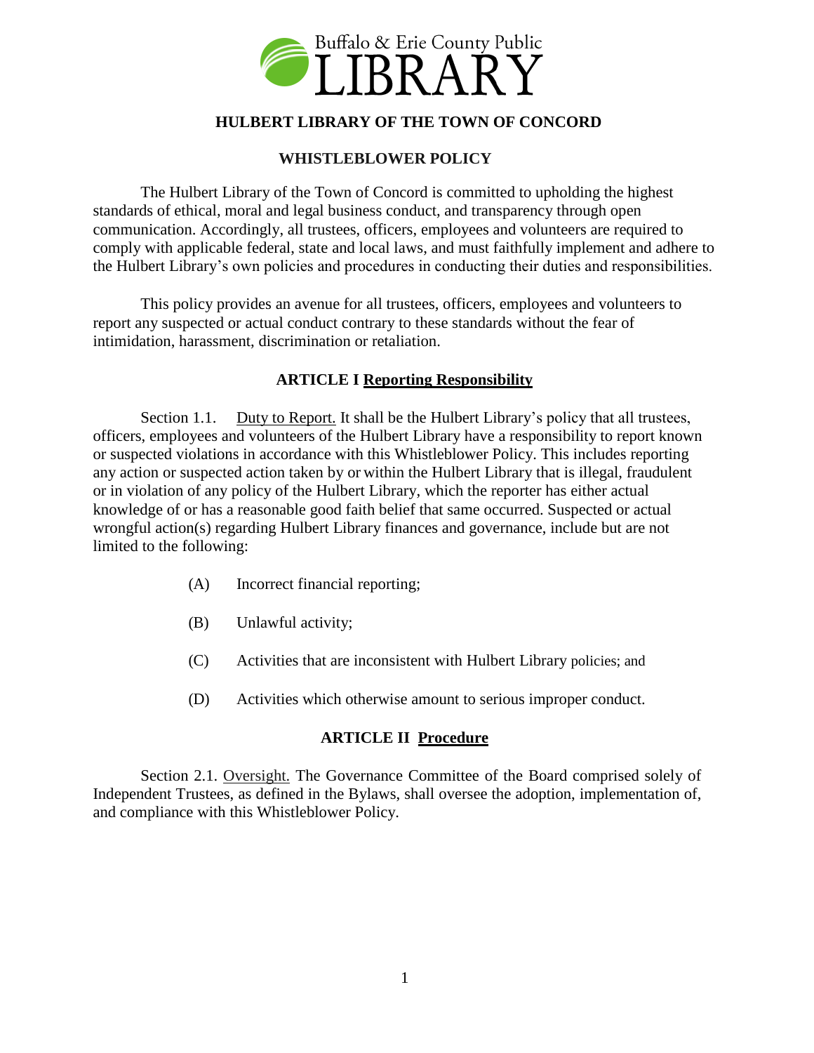Buffalo & Erie County Public LIBRARY

# HULBERT LIBRARY OF THE TOWN OF CONCORD

## WHISTLEBLOWER POLICY

The Hulbert Library of the Town of Concord is committed to upholding the highest standards of ethical, moral and legal business conduct, and transparency through open communication. Accordingly, all trustees, officers, employees and volunteers are required to comply with applicable federal, state and local laws, and must faithfully implement and adhere to the Hulbert Library's own policies and procedures in conducting their duties and responsibilities.

This policy provides an avenue for all trustees, officers, employees and volunteers to report any suspected or actual conduct contrary to these standards without the fear of intimidation, harassment, discrimination or retaliation.

### ARTICLE I Reporting Responsibility

Section 1.1. Duty to Report. It shall be the Hulbert Library's policy that all trustees, officers, employees and volunteers of the Hulbert Library have a responsibility to report known or suspected violations in accordance with this Whistleblower Policy. This includes reporting any action or suspected action taken by or within the Hulbert Library that is illegal, fraudulent or in violation of any policy of the Hulbert Library, which the reporter has either actual knowledge of or has a reasonable good faith belief that same occurred. Suspected or actual wrongful action(s) regarding Hulbert Library finances and governance, include but are not limited to the following:

(A) Incorrect financial reporting;

(B) Unlawful activity;

(C) Activities that are inconsistent with Hulbert Library policies; and

(D) Activities which otherwise amount to serious improper conduct.

### ARTICLE II Procedure

Section 2.1. Oversight. The Governance Committee of the Board comprised solely of Independent Trustees, as defined in the Bylaws, shall oversee the adoption, implementation of, and compliance with this Whistleblower Policy.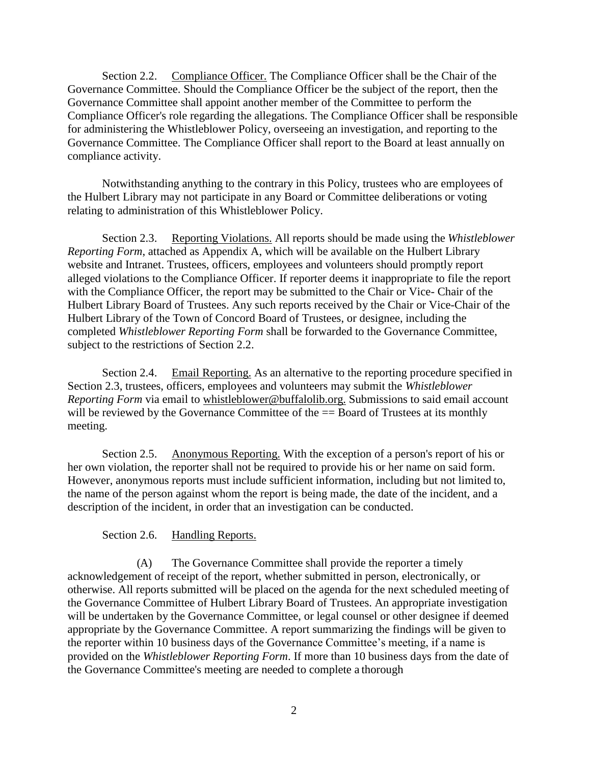Section 2.2. Compliance Officer. The Compliance Officer shall be the Chair of the Governance Committee. Should the Compliance Officer be the subject of the report, then the Governance Committee shall appoint another member of the Committee to perform the Compliance Officer's role regarding the allegations. The Compliance Officer shall be responsible for administering the Whistleblower Policy, overseeing an investigation, and reporting to the Governance Committee. The Compliance Officer shall report to the Board at least annually on compliance activity.

Notwithstanding anything to the contrary in this Policy, trustees who are employees of the Hulbert Library may not participate in any Board or Committee deliberations or voting relating to administration of this Whistleblower Policy.

Section 2.3. Reporting Violations. All reports should be made using the *Whistleblower Reporting Form*, attached as Appendix A, which will be available on the Hulbert Library website and Intranet. Trustees, officers, employees and volunteers should promptly report alleged violations to the Compliance Officer. If reporter deems it inappropriate to file the report with the Compliance Officer, the report may be submitted to the Chair or Vice- Chair of the Hulbert Library Board of Trustees. Any such reports received by the Chair or Vice-Chair of the Hulbert Library of the Town of Concord Board of Trustees, or designee, including the completed *Whistleblower Reporting Form* shall be forwarded to the Governance Committee, subject to the restrictions of Section 2.2.

Section 2.4. Email Reporting. As an alternative to the reporting procedure specified in Section 2.3, trustees, officers, employees and volunteers may submit the *Whistleblower Reporting Form* via email to whistleblower@buffalolib.org. Submissions to said email account will be reviewed by the Governance Committee of the == Board of Trustees at its monthly meeting.

Section 2.5. Anonymous Reporting. With the exception of a person's report of his or her own violation, the reporter shall not be required to provide his or her name on said form. However, anonymous reports must include sufficient information, including but not limited to, the name of the person against whom the report is being made, the date of the incident, and a description of the incident, in order that an investigation can be conducted.

Section 2.6. Handling Reports.

(A) The Governance Committee shall provide the reporter a timely acknowledgement of receipt of the report, whether submitted in person, electronically, or otherwise. All reports submitted will be placed on the agenda for the next scheduled meeting of the Governance Committee of Hulbert Library Board of Trustees. An appropriate investigation will be undertaken by the Governance Committee, or legal counsel or other designee if deemed appropriate by the Governance Committee. A report summarizing the findings will be given to the reporter within 10 business days of the Governance Committee's meeting, if a name is provided on the *Whistleblower Reporting Form*. If more than 10 business days from the date of the Governance Committee's meeting are needed to complete a thorough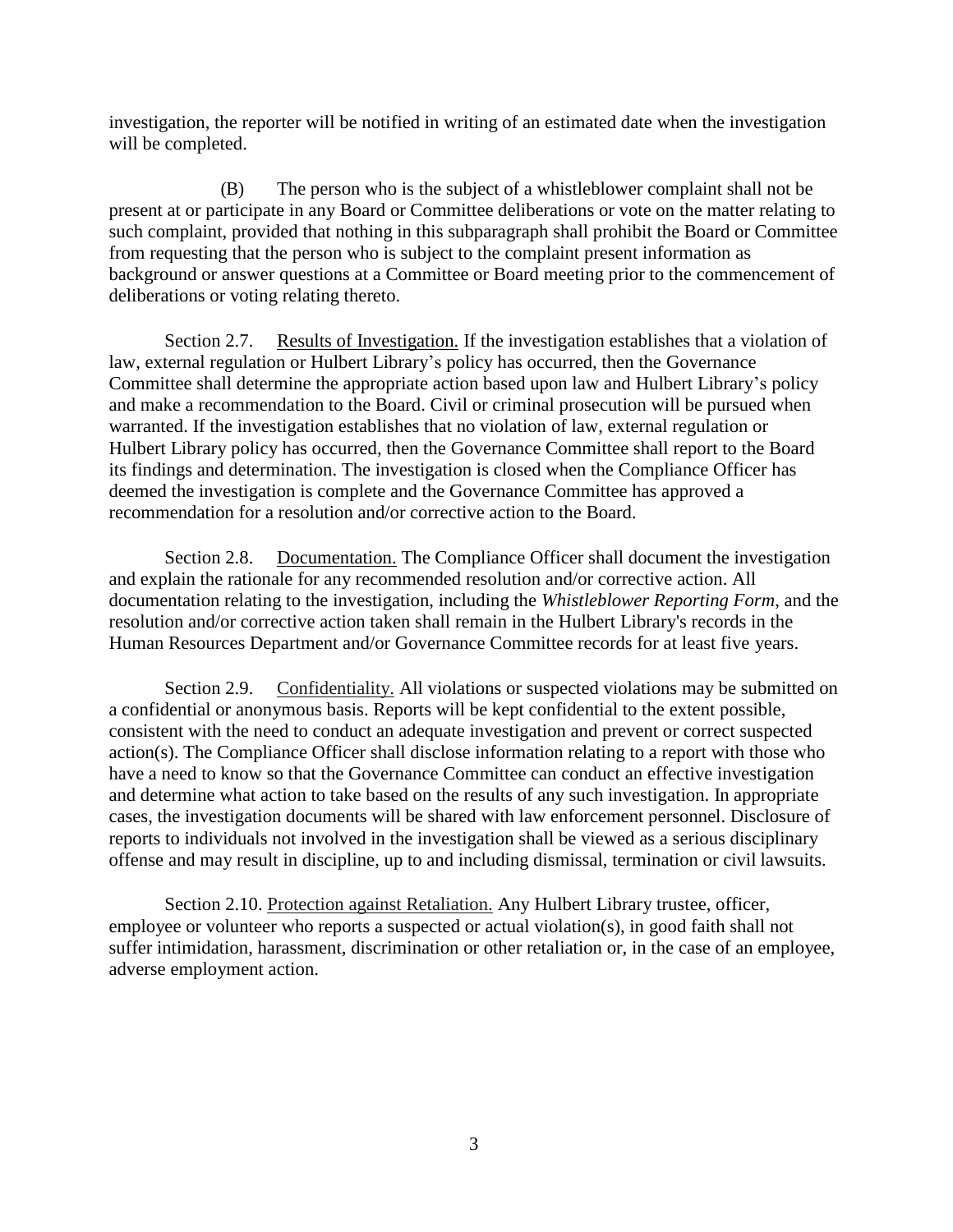investigation, the reporter will be notified in writing of an estimated date when the investigation will be completed.

(B) The person who is the subject of a whistleblower complaint shall not be present at or participate in any Board or Committee deliberations or vote on the matter relating to such complaint, provided that nothing in this subparagraph shall prohibit the Board or Committee from requesting that the person who is subject to the complaint present information as background or answer questions at a Committee or Board meeting prior to the commencement of deliberations or voting relating thereto.

Section 2.7. Results of Investigation. If the investigation establishes that a violation of law, external regulation or Hulbert Library's policy has occurred, then the Governance Committee shall determine the appropriate action based upon law and Hulbert Library's policy and make a recommendation to the Board. Civil or criminal prosecution will be pursued when warranted. If the investigation establishes that no violation of law, external regulation or Hulbert Library policy has occurred, then the Governance Committee shall report to the Board its findings and determination. The investigation is closed when the Compliance Officer has deemed the investigation is complete and the Governance Committee has approved a recommendation for a resolution and/or corrective action to the Board.

Section 2.8. Documentation. The Compliance Officer shall document the investigation and explain the rationale for any recommended resolution and/or corrective action. All documentation relating to the investigation, including the *Whistleblower Reporting Form*, and the resolution and/or corrective action taken shall remain in the Hulbert Library's records in the Human Resources Department and/or Governance Committee records for at least five years.

Section 2.9. Confidentiality. All violations or suspected violations may be submitted on a confidential or anonymous basis. Reports will be kept confidential to the extent possible, consistent with the need to conduct an adequate investigation and prevent or correct suspected action(s). The Compliance Officer shall disclose information relating to a report with those who have a need to know so that the Governance Committee can conduct an effective investigation and determine what action to take based on the results of any such investigation. In appropriate cases, the investigation documents will be shared with law enforcement personnel. Disclosure of reports to individuals not involved in the investigation shall be viewed as a serious disciplinary offense and may result in discipline, up to and including dismissal, termination or civil lawsuits.

Section 2.10. Protection against Retaliation. Any Hulbert Library trustee, officer, employee or volunteer who reports a suspected or actual violation(s), in good faith shall not suffer intimidation, harassment, discrimination or other retaliation or, in the case of an employee, adverse employment action.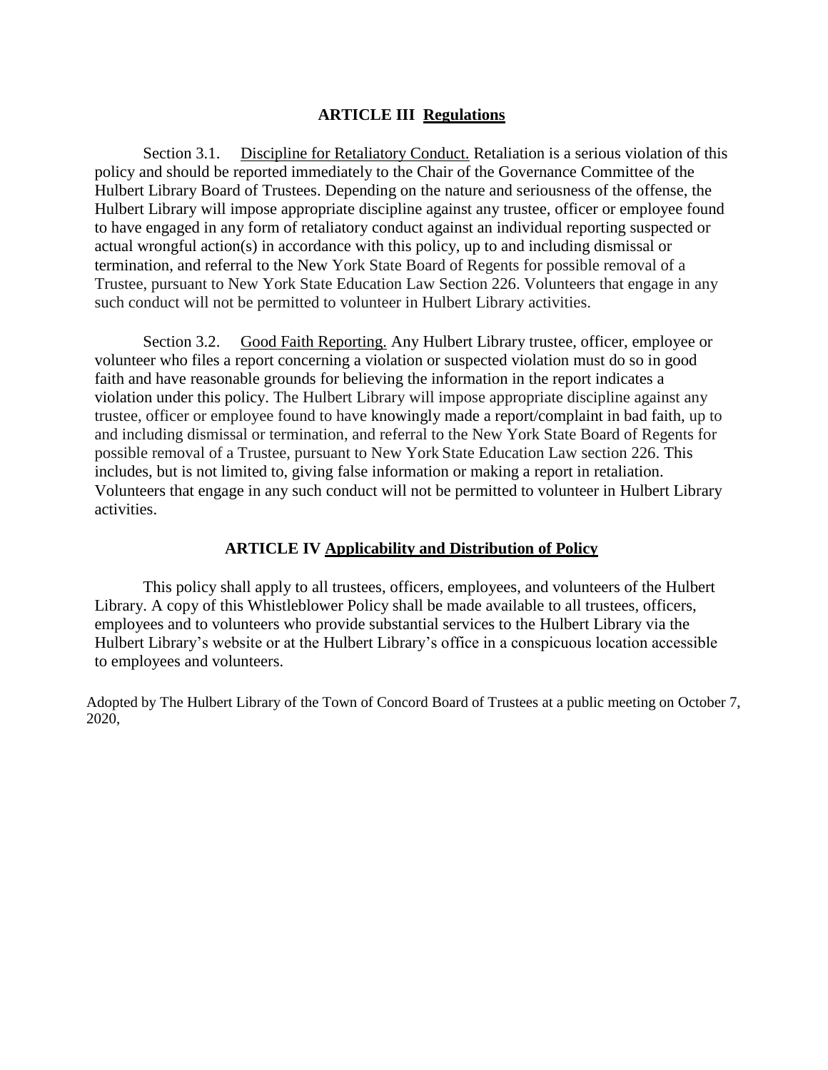## ARTICLE III Regulations

Section 3.1. Discipline for Retaliatory Conduct. Retaliation is a serious violation of this policy and should be reported immediately to the Chair of the Governance Committee of the Hulbert Library Board of Trustees. Depending on the nature and seriousness of the offense, the Hulbert Library will impose appropriate discipline against any trustee, officer or employee found to have engaged in any form of retaliatory conduct against an individual reporting suspected or actual wrongful action(s) in accordance with this policy, up to and including dismissal or termination, and referral to the New York State Board of Regents for possible removal of a Trustee, pursuant to New York State Education Law Section 226. Volunteers that engage in any such conduct will not be permitted to volunteer in Hulbert Library activities.

Section 3.2. Good Faith Reporting. Any Hulbert Library trustee, officer, employee or volunteer who files a report concerning a violation or suspected violation must do so in good faith and have reasonable grounds for believing the information in the report indicates a violation under this policy. The Hulbert Library will impose appropriate discipline against any trustee, officer or employee found to have knowingly made a report/complaint in bad faith, up to and including dismissal or termination, and referral to the New York State Board of Regents for possible removal of a Trustee, pursuant to New York State Education Law section 226. This includes, but is not limited to, giving false information or making a report in retaliation. Volunteers that engage in any such conduct will not be permitted to volunteer in Hulbert Library activities.

## ARTICLE IV Applicability and Distribution of Policy

This policy shall apply to all trustees, officers, employees, and volunteers of the Hulbert Library. A copy of this Whistleblower Policy shall be made available to all trustees, officers, employees and to volunteers who provide substantial services to the Hulbert Library via the Hulbert Library's website or at the Hulbert Library's office in a conspicuous location accessible to employees and volunteers.

Adopted by The Hulbert Library of the Town of Concord Board of Trustees at a public meeting on October 7, 2020,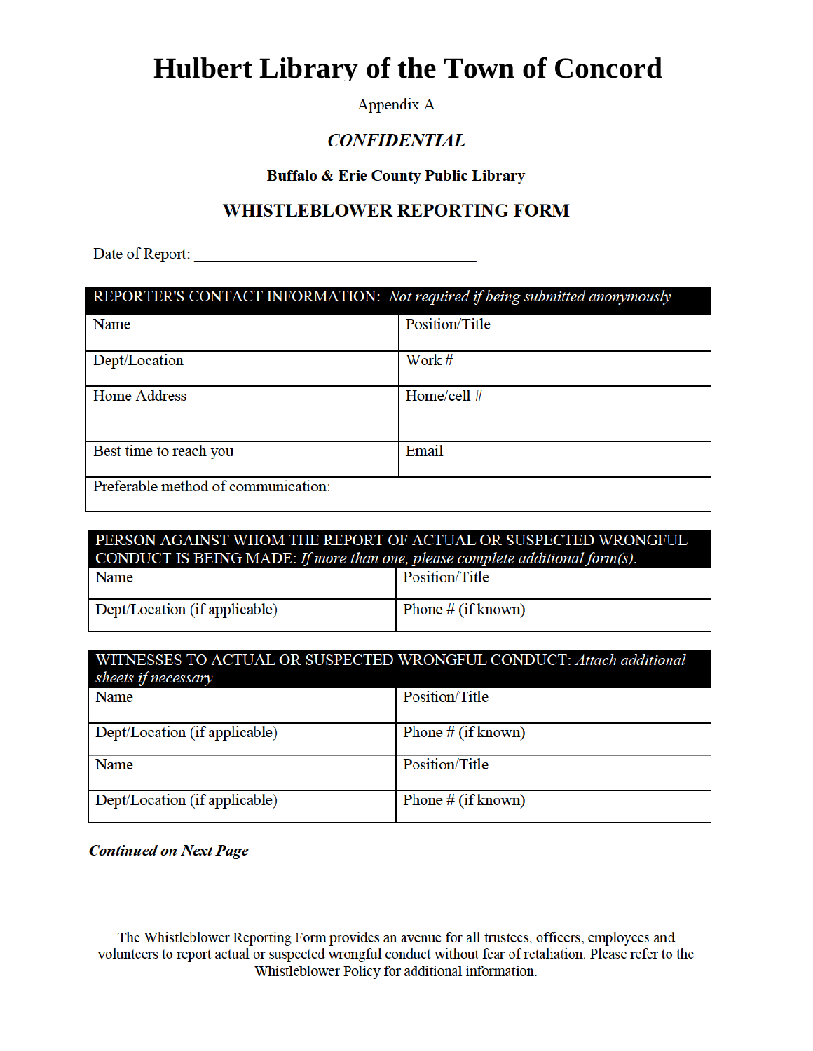# Hulbert Library of the Town of Concord

Appendix A

***CONFIDENTIAL***

**Buffalo & Erie County Public Library**

## WHISTLEBLOWER REPORTING FORM

Date of Report: ___________________________________

| REPORTER'S CONTACT INFORMATION: *Not required if being submitted anonymously* | |
|---|---|
| Name | Position/Title |
| Dept/Location | Work # |
| Home Address | Home/cell # |
| Best time to reach you | Email |
| Preferable method of communication: | |

| PERSON AGAINST WHOM THE REPORT OF ACTUAL OR SUSPECTED WRONGFUL CONDUCT IS BEING MADE: *If more than one, please complete additional form(s).* | |
|---|---|
| Name | Position/Title |
| Dept/Location (if applicable) | Phone # (if known) |

| WITNESSES TO ACTUAL OR SUSPECTED WRONGFUL CONDUCT: *Attach additional sheets if necessary* | |
|---|---|
| Name | Position/Title |
| Dept/Location (if applicable) | Phone # (if known) |
| Name | Position/Title |
| Dept/Location (if applicable) | Phone # (if known) |

***Continued on Next Page***

The Whistleblower Reporting Form provides an avenue for all trustees, officers, employees and volunteers to report actual or suspected wrongful conduct without fear of retaliation. Please refer to the Whistleblower Policy for additional information.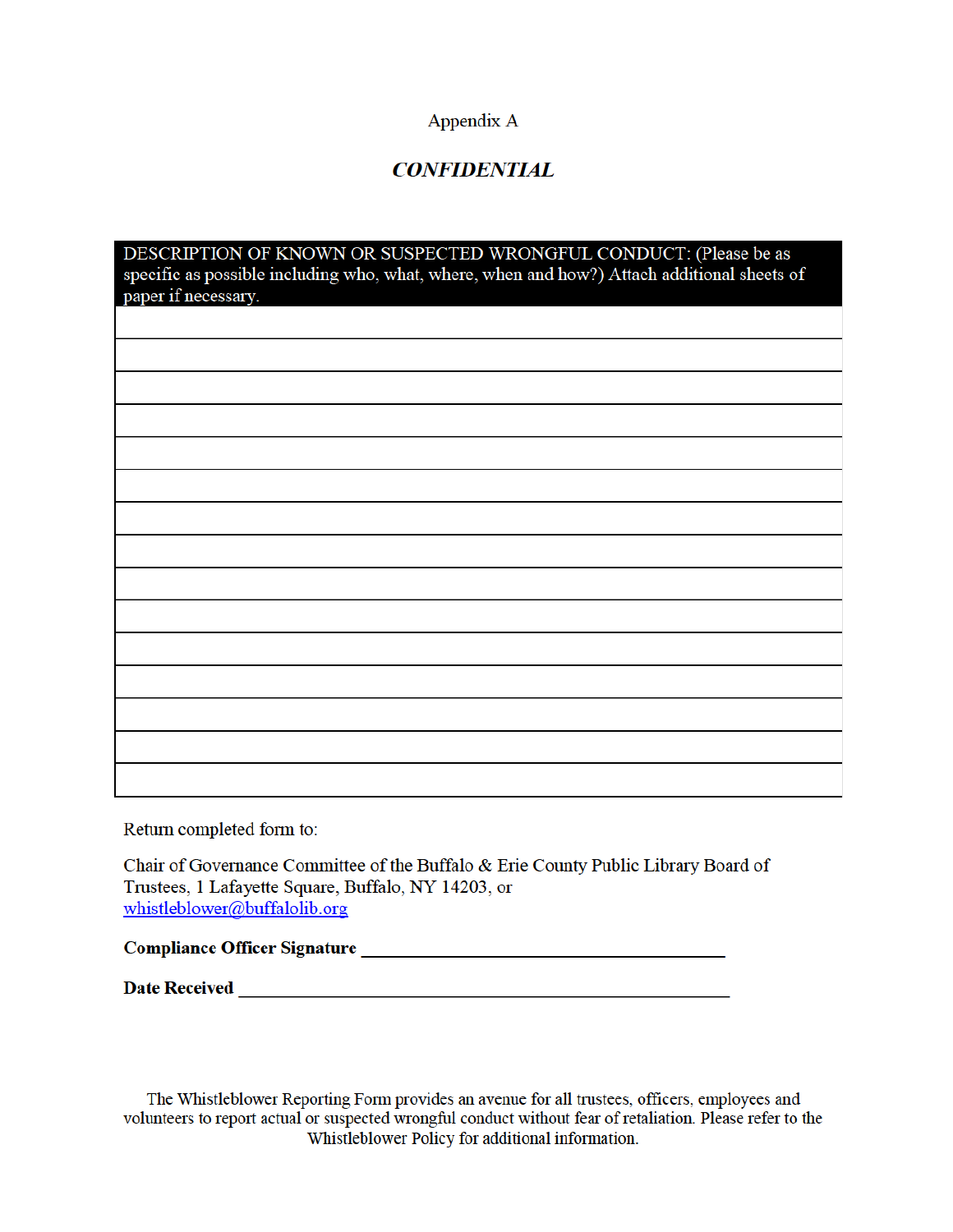Appendix A

***CONFIDENTIAL***

| DESCRIPTION OF KNOWN OR SUSPECTED WRONGFUL CONDUCT: (Please be as specific as possible including who, what, where, when and how?) Attach additional sheets of paper if necessary. |
|---|
| |
| |
| |
| |
| |
| |
| |
| |
| |
| |
| |
| |
| |
| |
| |

Return completed form to:

Chair of Governance Committee of the Buffalo & Erie County Public Library Board of Trustees, 1 Lafayette Square, Buffalo, NY 14203, or
whistleblower@buffalolib.org

**Compliance Officer Signature** ______________________________________

**Date Received** ______________________________________________

The Whistleblower Reporting Form provides an avenue for all trustees, officers, employees and volunteers to report actual or suspected wrongful conduct without fear of retaliation. Please refer to the Whistleblower Policy for additional information.